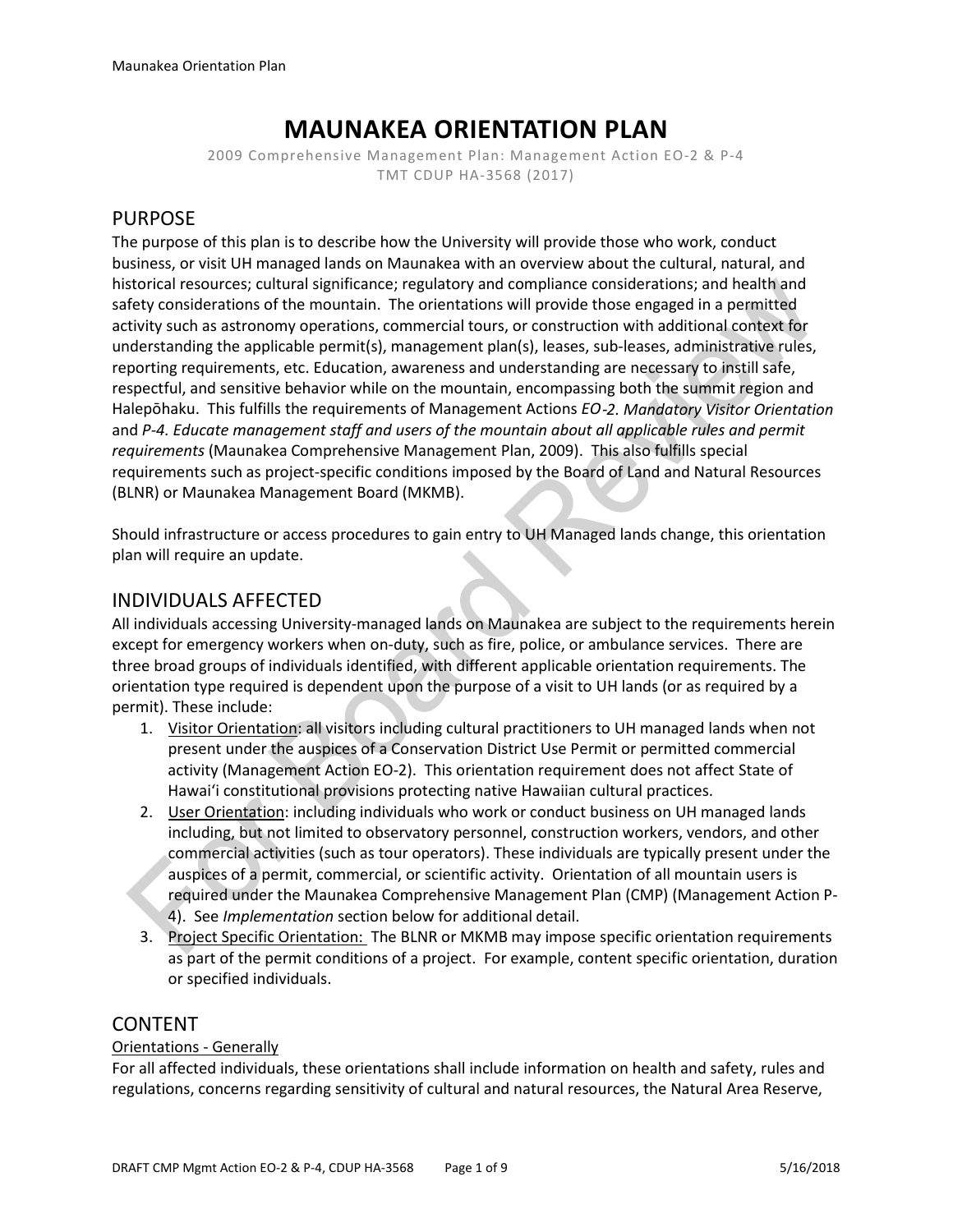# MAUNAKEA ORIENTATION PLAN

2009 Comprehensive Management Plan: Management Action EO-2 & P-4
TMT CDUP HA-3568 (2017)

## PURPOSE

The purpose of this plan is to describe how the University will provide those who work, conduct business, or visit UH managed lands on Maunakea with an overview about the cultural, natural, and historical resources; cultural significance; regulatory and compliance considerations; and health and safety considerations of the mountain. The orientations will provide those engaged in a permitted activity such as astronomy operations, commercial tours, or construction with additional context for understanding the applicable permit(s), management plan(s), leases, sub-leases, administrative rules, reporting requirements, etc. Education, awareness and understanding are necessary to instill safe, respectful, and sensitive behavior while on the mountain, encompassing both the summit region and Halepōhaku. This fulfills the requirements of Management Actions *EO-2. Mandatory Visitor Orientation* and *P-4. Educate management staff and users of the mountain about all applicable rules and permit requirements* (Maunakea Comprehensive Management Plan, 2009). This also fulfills special requirements such as project-specific conditions imposed by the Board of Land and Natural Resources (BLNR) or Maunakea Management Board (MKMB).

Should infrastructure or access procedures to gain entry to UH Managed lands change, this orientation plan will require an update.

## INDIVIDUALS AFFECTED

All individuals accessing University-managed lands on Maunakea are subject to the requirements herein except for emergency workers when on-duty, such as fire, police, or ambulance services. There are three broad groups of individuals identified, with different applicable orientation requirements. The orientation type required is dependent upon the purpose of a visit to UH lands (or as required by a permit). These include:

1. Visitor Orientation: all visitors including cultural practitioners to UH managed lands when not present under the auspices of a Conservation District Use Permit or permitted commercial activity (Management Action EO-2). This orientation requirement does not affect State of Hawaiʻi constitutional provisions protecting native Hawaiian cultural practices.
2. User Orientation: including individuals who work or conduct business on UH managed lands including, but not limited to observatory personnel, construction workers, vendors, and other commercial activities (such as tour operators). These individuals are typically present under the auspices of a permit, commercial, or scientific activity. Orientation of all mountain users is required under the Maunakea Comprehensive Management Plan (CMP) (Management Action P-4). See *Implementation* section below for additional detail.
3. Project Specific Orientation: The BLNR or MKMB may impose specific orientation requirements as part of the permit conditions of a project. For example, content specific orientation, duration or specified individuals.

## CONTENT

### Orientations - Generally

For all affected individuals, these orientations shall include information on health and safety, rules and regulations, concerns regarding sensitivity of cultural and natural resources, the Natural Area Reserve,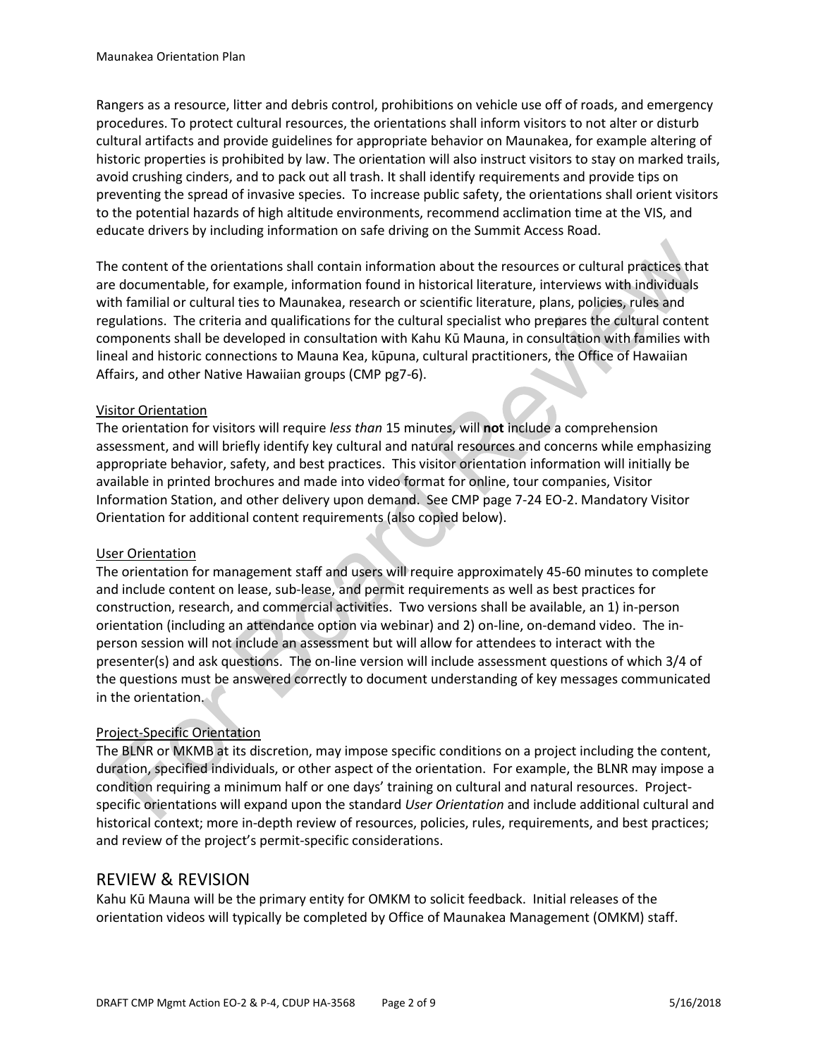Rangers as a resource, litter and debris control, prohibitions on vehicle use off of roads, and emergency procedures. To protect cultural resources, the orientations shall inform visitors to not alter or disturb cultural artifacts and provide guidelines for appropriate behavior on Maunakea, for example altering of historic properties is prohibited by law. The orientation will also instruct visitors to stay on marked trails, avoid crushing cinders, and to pack out all trash. It shall identify requirements and provide tips on preventing the spread of invasive species. To increase public safety, the orientations shall orient visitors to the potential hazards of high altitude environments, recommend acclimation time at the VIS, and educate drivers by including information on safe driving on the Summit Access Road.

The content of the orientations shall contain information about the resources or cultural practices that are documentable, for example, information found in historical literature, interviews with individuals with familial or cultural ties to Maunakea, research or scientific literature, plans, policies, rules and regulations. The criteria and qualifications for the cultural specialist who prepares the cultural content components shall be developed in consultation with Kahu Kū Mauna, in consultation with families with lineal and historic connections to Mauna Kea, kūpuna, cultural practitioners, the Office of Hawaiian Affairs, and other Native Hawaiian groups (CMP pg7-6).

Visitor Orientation

The orientation for visitors will require *less than* 15 minutes, will **not** include a comprehension assessment, and will briefly identify key cultural and natural resources and concerns while emphasizing appropriate behavior, safety, and best practices. This visitor orientation information will initially be available in printed brochures and made into video format for online, tour companies, Visitor Information Station, and other delivery upon demand. See CMP page 7-24 EO-2. Mandatory Visitor Orientation for additional content requirements (also copied below).

User Orientation

The orientation for management staff and users will require approximately 45-60 minutes to complete and include content on lease, sub-lease, and permit requirements as well as best practices for construction, research, and commercial activities. Two versions shall be available, an 1) in-person orientation (including an attendance option via webinar) and 2) on-line, on-demand video. The in-person session will not include an assessment but will allow for attendees to interact with the presenter(s) and ask questions. The on-line version will include assessment questions of which 3/4 of the questions must be answered correctly to document understanding of key messages communicated in the orientation.

Project-Specific Orientation

The BLNR or MKMB at its discretion, may impose specific conditions on a project including the content, duration, specified individuals, or other aspect of the orientation. For example, the BLNR may impose a condition requiring a minimum half or one days' training on cultural and natural resources. Project-specific orientations will expand upon the standard *User Orientation* and include additional cultural and historical context; more in-depth review of resources, policies, rules, requirements, and best practices; and review of the project's permit-specific considerations.

## REVIEW & REVISION

Kahu Kū Mauna will be the primary entity for OMKM to solicit feedback. Initial releases of the orientation videos will typically be completed by Office of Maunakea Management (OMKM) staff.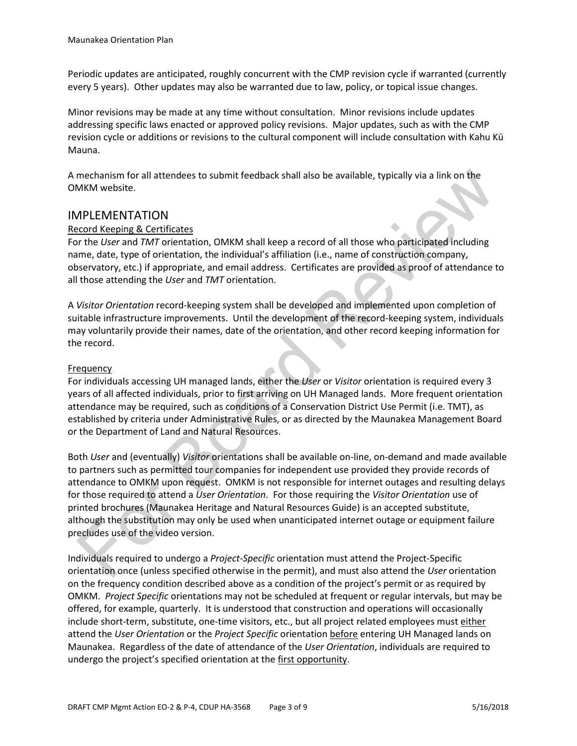Periodic updates are anticipated, roughly concurrent with the CMP revision cycle if warranted (currently every 5 years). Other updates may also be warranted due to law, policy, or topical issue changes.

Minor revisions may be made at any time without consultation. Minor revisions include updates addressing specific laws enacted or approved policy revisions. Major updates, such as with the CMP revision cycle or additions or revisions to the cultural component will include consultation with Kahu Kū Mauna.

A mechanism for all attendees to submit feedback shall also be available, typically via a link on the OMKM website.

## IMPLEMENTATION

Record Keeping & Certificates

For the *User* and *TMT* orientation, OMKM shall keep a record of all those who participated including name, date, type of orientation, the individual's affiliation (i.e., name of construction company, observatory, etc.) if appropriate, and email address. Certificates are provided as proof of attendance to all those attending the *User* and *TMT* orientation.

A *Visitor Orientation* record-keeping system shall be developed and implemented upon completion of suitable infrastructure improvements. Until the development of the record-keeping system, individuals may voluntarily provide their names, date of the orientation, and other record keeping information for the record.

Frequency

For individuals accessing UH managed lands, either the *User* or *Visitor* orientation is required every 3 years of all affected individuals, prior to first arriving on UH Managed lands. More frequent orientation attendance may be required, such as conditions of a Conservation District Use Permit (i.e. TMT), as established by criteria under Administrative Rules, or as directed by the Maunakea Management Board or the Department of Land and Natural Resources.

Both *User* and (eventually) *Visitor* orientations shall be available on-line, on-demand and made available to partners such as permitted tour companies for independent use provided they provide records of attendance to OMKM upon request. OMKM is not responsible for internet outages and resulting delays for those required to attend a *User Orientation*. For those requiring the *Visitor Orientation* use of printed brochures (Maunakea Heritage and Natural Resources Guide) is an accepted substitute, although the substitution may only be used when unanticipated internet outage or equipment failure precludes use of the video version.

Individuals required to undergo a *Project-Specific* orientation must attend the Project-Specific orientation once (unless specified otherwise in the permit), and must also attend the *User* orientation on the frequency condition described above as a condition of the project's permit or as required by OMKM. *Project Specific* orientations may not be scheduled at frequent or regular intervals, but may be offered, for example, quarterly. It is understood that construction and operations will occasionally include short-term, substitute, one-time visitors, etc., but all project related employees must either attend the *User Orientation* or the *Project Specific* orientation before entering UH Managed lands on Maunakea. Regardless of the date of attendance of the *User Orientation*, individuals are required to undergo the project's specified orientation at the first opportunity.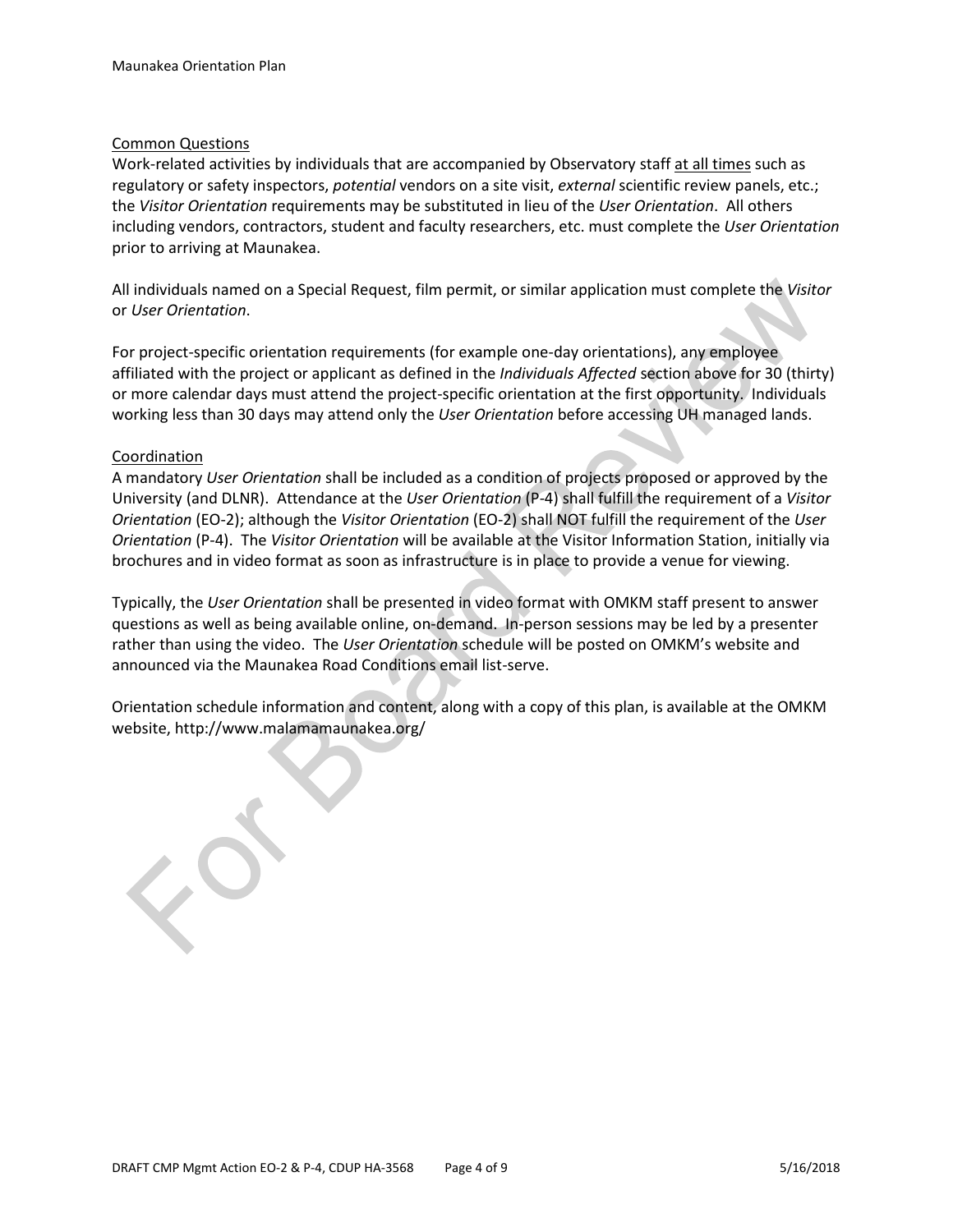Common Questions

Work-related activities by individuals that are accompanied by Observatory staff at all times such as regulatory or safety inspectors, *potential* vendors on a site visit, *external* scientific review panels, etc.; the *Visitor Orientation* requirements may be substituted in lieu of the *User Orientation*. All others including vendors, contractors, student and faculty researchers, etc. must complete the *User Orientation* prior to arriving at Maunakea.

All individuals named on a Special Request, film permit, or similar application must complete the *Visitor* or *User Orientation*.

For project-specific orientation requirements (for example one-day orientations), any employee affiliated with the project or applicant as defined in the *Individuals Affected* section above for 30 (thirty) or more calendar days must attend the project-specific orientation at the first opportunity. Individuals working less than 30 days may attend only the *User Orientation* before accessing UH managed lands.

Coordination

A mandatory *User Orientation* shall be included as a condition of projects proposed or approved by the University (and DLNR). Attendance at the *User Orientation* (P-4) shall fulfill the requirement of a *Visitor Orientation* (EO-2); although the *Visitor Orientation* (EO-2) shall NOT fulfill the requirement of the *User Orientation* (P-4). The *Visitor Orientation* will be available at the Visitor Information Station, initially via brochures and in video format as soon as infrastructure is in place to provide a venue for viewing.

Typically, the *User Orientation* shall be presented in video format with OMKM staff present to answer questions as well as being available online, on-demand. In-person sessions may be led by a presenter rather than using the video. The *User Orientation* schedule will be posted on OMKM's website and announced via the Maunakea Road Conditions email list-serve.

Orientation schedule information and content, along with a copy of this plan, is available at the OMKM website, http://www.malamamaunakea.org/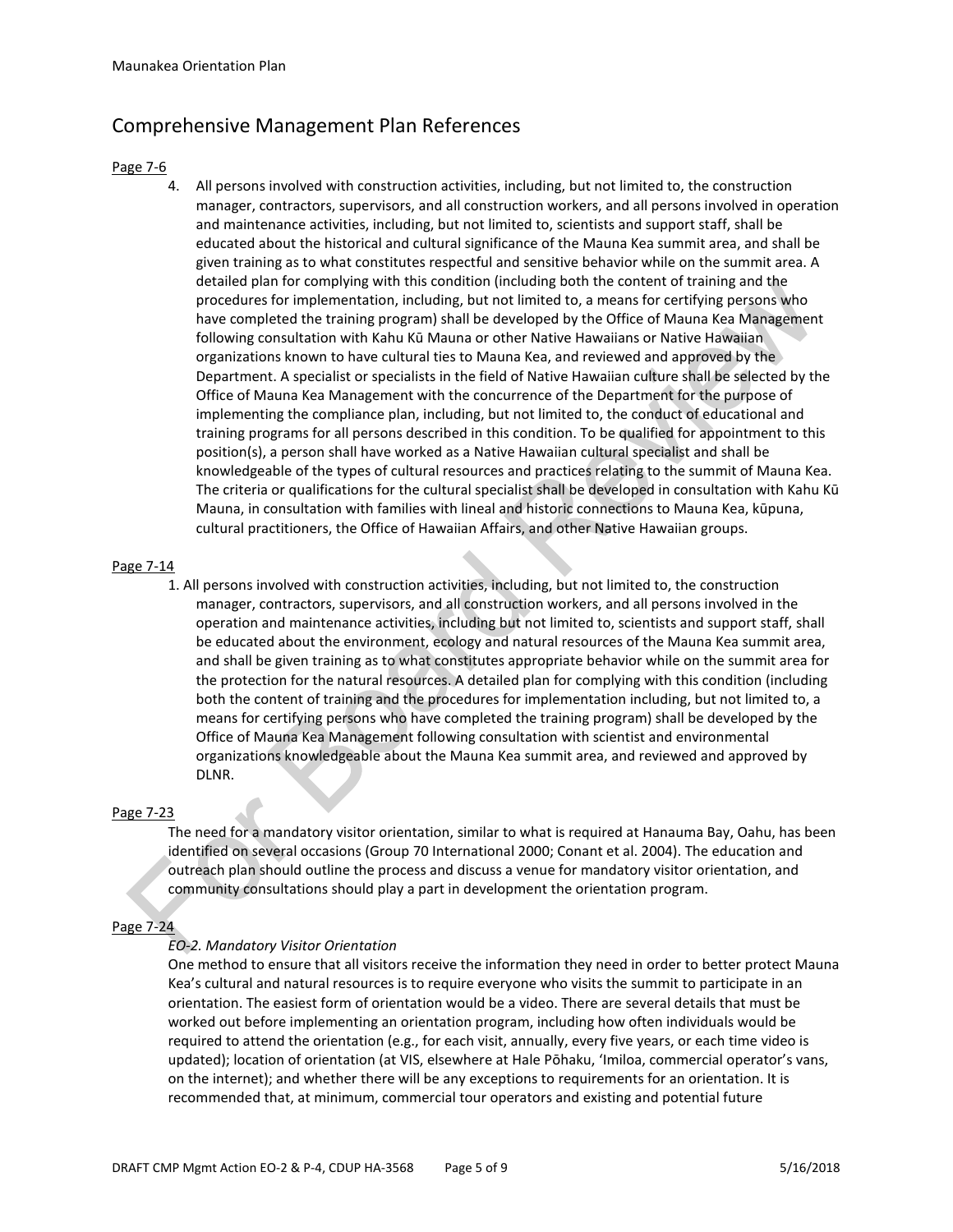## Comprehensive Management Plan References

Page 7-6

4. All persons involved with construction activities, including, but not limited to, the construction manager, contractors, supervisors, and all construction workers, and all persons involved in operation and maintenance activities, including, but not limited to, scientists and support staff, shall be educated about the historical and cultural significance of the Mauna Kea summit area, and shall be given training as to what constitutes respectful and sensitive behavior while on the summit area. A detailed plan for complying with this condition (including both the content of training and the procedures for implementation, including, but not limited to, a means for certifying persons who have completed the training program) shall be developed by the Office of Mauna Kea Management following consultation with Kahu Kū Mauna or other Native Hawaiians or Native Hawaiian organizations known to have cultural ties to Mauna Kea, and reviewed and approved by the Department. A specialist or specialists in the field of Native Hawaiian culture shall be selected by the Office of Mauna Kea Management with the concurrence of the Department for the purpose of implementing the compliance plan, including, but not limited to, the conduct of educational and training programs for all persons described in this condition. To be qualified for appointment to this position(s), a person shall have worked as a Native Hawaiian cultural specialist and shall be knowledgeable of the types of cultural resources and practices relating to the summit of Mauna Kea. The criteria or qualifications for the cultural specialist shall be developed in consultation with Kahu Kū Mauna, in consultation with families with lineal and historic connections to Mauna Kea, kūpuna, cultural practitioners, the Office of Hawaiian Affairs, and other Native Hawaiian groups.

Page 7-14

1. All persons involved with construction activities, including, but not limited to, the construction manager, contractors, supervisors, and all construction workers, and all persons involved in the operation and maintenance activities, including but not limited to, scientists and support staff, shall be educated about the environment, ecology and natural resources of the Mauna Kea summit area, and shall be given training as to what constitutes appropriate behavior while on the summit area for the protection for the natural resources. A detailed plan for complying with this condition (including both the content of training and the procedures for implementation including, but not limited to, a means for certifying persons who have completed the training program) shall be developed by the Office of Mauna Kea Management following consultation with scientist and environmental organizations knowledgeable about the Mauna Kea summit area, and reviewed and approved by DLNR.

Page 7-23

The need for a mandatory visitor orientation, similar to what is required at Hanauma Bay, Oahu, has been identified on several occasions (Group 70 International 2000; Conant et al. 2004). The education and outreach plan should outline the process and discuss a venue for mandatory visitor orientation, and community consultations should play a part in development the orientation program.

Page 7-24

*EO-2. Mandatory Visitor Orientation*

One method to ensure that all visitors receive the information they need in order to better protect Mauna Kea's cultural and natural resources is to require everyone who visits the summit to participate in an orientation. The easiest form of orientation would be a video. There are several details that must be worked out before implementing an orientation program, including how often individuals would be required to attend the orientation (e.g., for each visit, annually, every five years, or each time video is updated); location of orientation (at VIS, elsewhere at Hale Pōhaku, 'Imiloa, commercial operator's vans, on the internet); and whether there will be any exceptions to requirements for an orientation. It is recommended that, at minimum, commercial tour operators and existing and potential future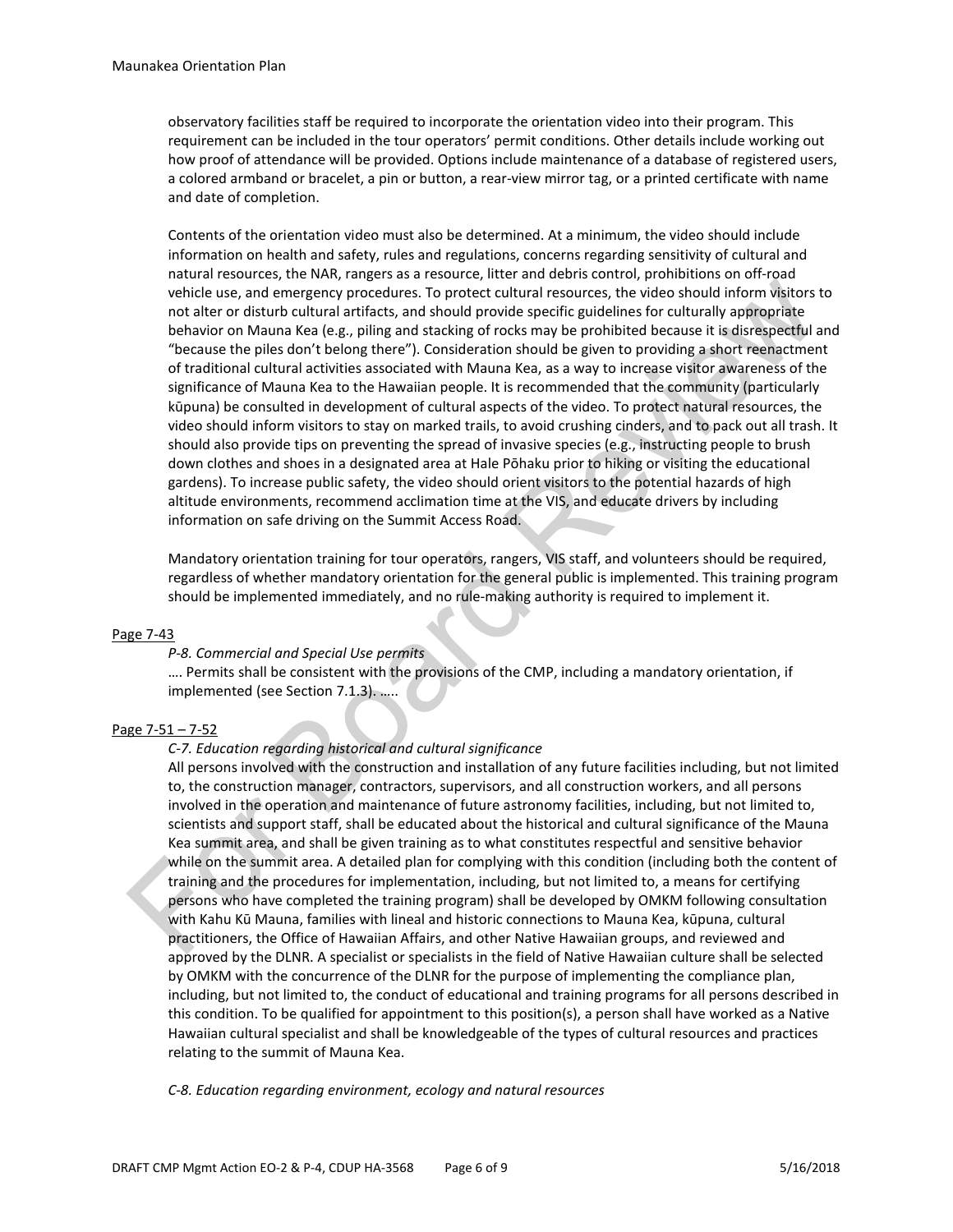observatory facilities staff be required to incorporate the orientation video into their program. This requirement can be included in the tour operators' permit conditions. Other details include working out how proof of attendance will be provided. Options include maintenance of a database of registered users, a colored armband or bracelet, a pin or button, a rear-view mirror tag, or a printed certificate with name and date of completion.

Contents of the orientation video must also be determined. At a minimum, the video should include information on health and safety, rules and regulations, concerns regarding sensitivity of cultural and natural resources, the NAR, rangers as a resource, litter and debris control, prohibitions on off-road vehicle use, and emergency procedures. To protect cultural resources, the video should inform visitors to not alter or disturb cultural artifacts, and should provide specific guidelines for culturally appropriate behavior on Mauna Kea (e.g., piling and stacking of rocks may be prohibited because it is disrespectful and "because the piles don't belong there"). Consideration should be given to providing a short reenactment of traditional cultural activities associated with Mauna Kea, as a way to increase visitor awareness of the significance of Mauna Kea to the Hawaiian people. It is recommended that the community (particularly kūpuna) be consulted in development of cultural aspects of the video. To protect natural resources, the video should inform visitors to stay on marked trails, to avoid crushing cinders, and to pack out all trash. It should also provide tips on preventing the spread of invasive species (e.g., instructing people to brush down clothes and shoes in a designated area at Hale Pōhaku prior to hiking or visiting the educational gardens). To increase public safety, the video should orient visitors to the potential hazards of high altitude environments, recommend acclimation time at the VIS, and educate drivers by including information on safe driving on the Summit Access Road.

Mandatory orientation training for tour operators, rangers, VIS staff, and volunteers should be required, regardless of whether mandatory orientation for the general public is implemented. This training program should be implemented immediately, and no rule-making authority is required to implement it.

Page 7-43

*P-8. Commercial and Special Use permits*

…. Permits shall be consistent with the provisions of the CMP, including a mandatory orientation, if implemented (see Section 7.1.3). …..

Page 7-51 – 7-52

*C-7. Education regarding historical and cultural significance*

All persons involved with the construction and installation of any future facilities including, but not limited to, the construction manager, contractors, supervisors, and all construction workers, and all persons involved in the operation and maintenance of future astronomy facilities, including, but not limited to, scientists and support staff, shall be educated about the historical and cultural significance of the Mauna Kea summit area, and shall be given training as to what constitutes respectful and sensitive behavior while on the summit area. A detailed plan for complying with this condition (including both the content of training and the procedures for implementation, including, but not limited to, a means for certifying persons who have completed the training program) shall be developed by OMKM following consultation with Kahu Kū Mauna, families with lineal and historic connections to Mauna Kea, kūpuna, cultural practitioners, the Office of Hawaiian Affairs, and other Native Hawaiian groups, and reviewed and approved by the DLNR. A specialist or specialists in the field of Native Hawaiian culture shall be selected by OMKM with the concurrence of the DLNR for the purpose of implementing the compliance plan, including, but not limited to, the conduct of educational and training programs for all persons described in this condition. To be qualified for appointment to this position(s), a person shall have worked as a Native Hawaiian cultural specialist and shall be knowledgeable of the types of cultural resources and practices relating to the summit of Mauna Kea.

*C-8. Education regarding environment, ecology and natural resources*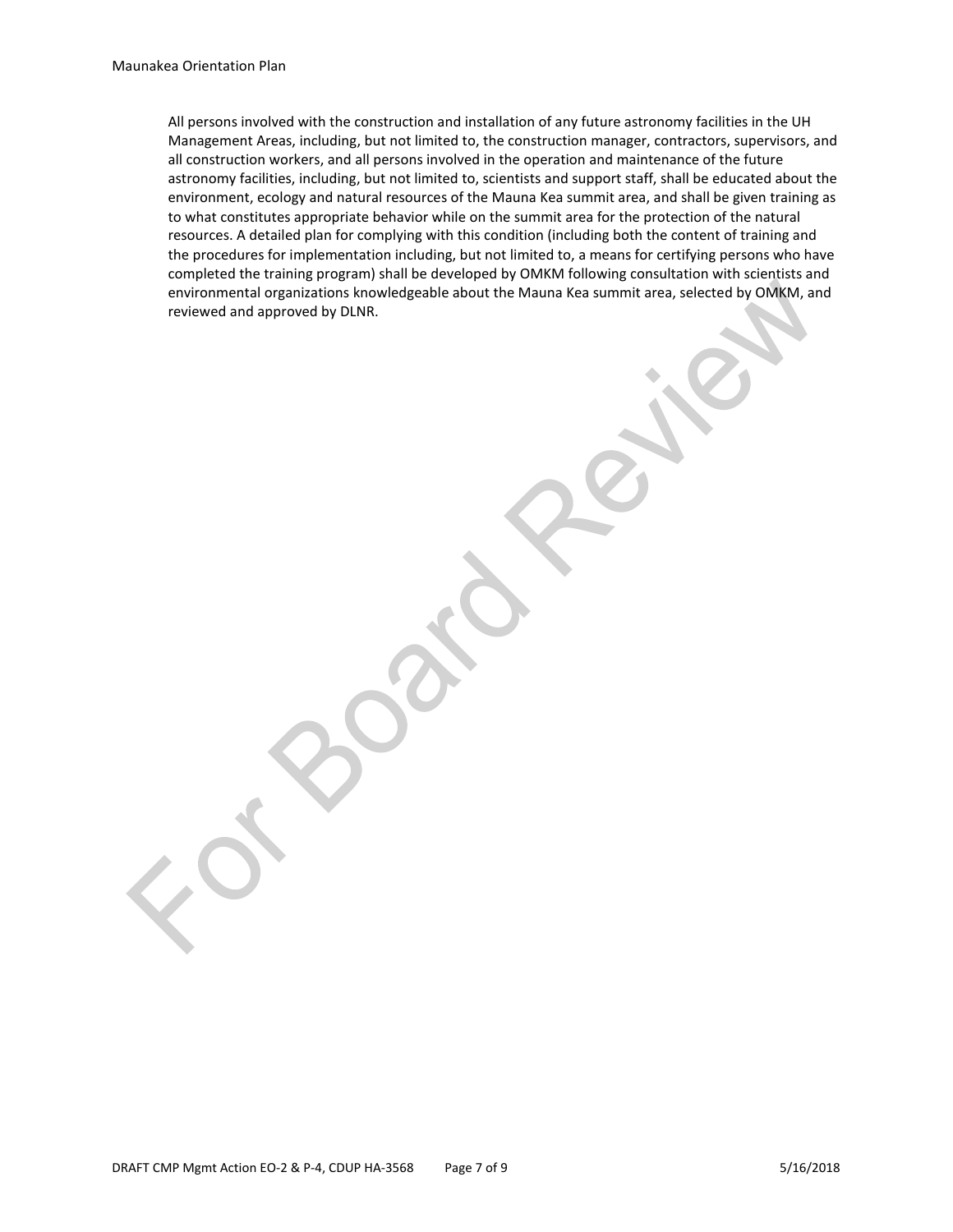All persons involved with the construction and installation of any future astronomy facilities in the UH Management Areas, including, but not limited to, the construction manager, contractors, supervisors, and all construction workers, and all persons involved in the operation and maintenance of the future astronomy facilities, including, but not limited to, scientists and support staff, shall be educated about the environment, ecology and natural resources of the Mauna Kea summit area, and shall be given training as to what constitutes appropriate behavior while on the summit area for the protection of the natural resources. A detailed plan for complying with this condition (including both the content of training and the procedures for implementation including, but not limited to, a means for certifying persons who have completed the training program) shall be developed by OMKM following consultation with scientists and environmental organizations knowledgeable about the Mauna Kea summit area, selected by OMKM, and reviewed and approved by DLNR.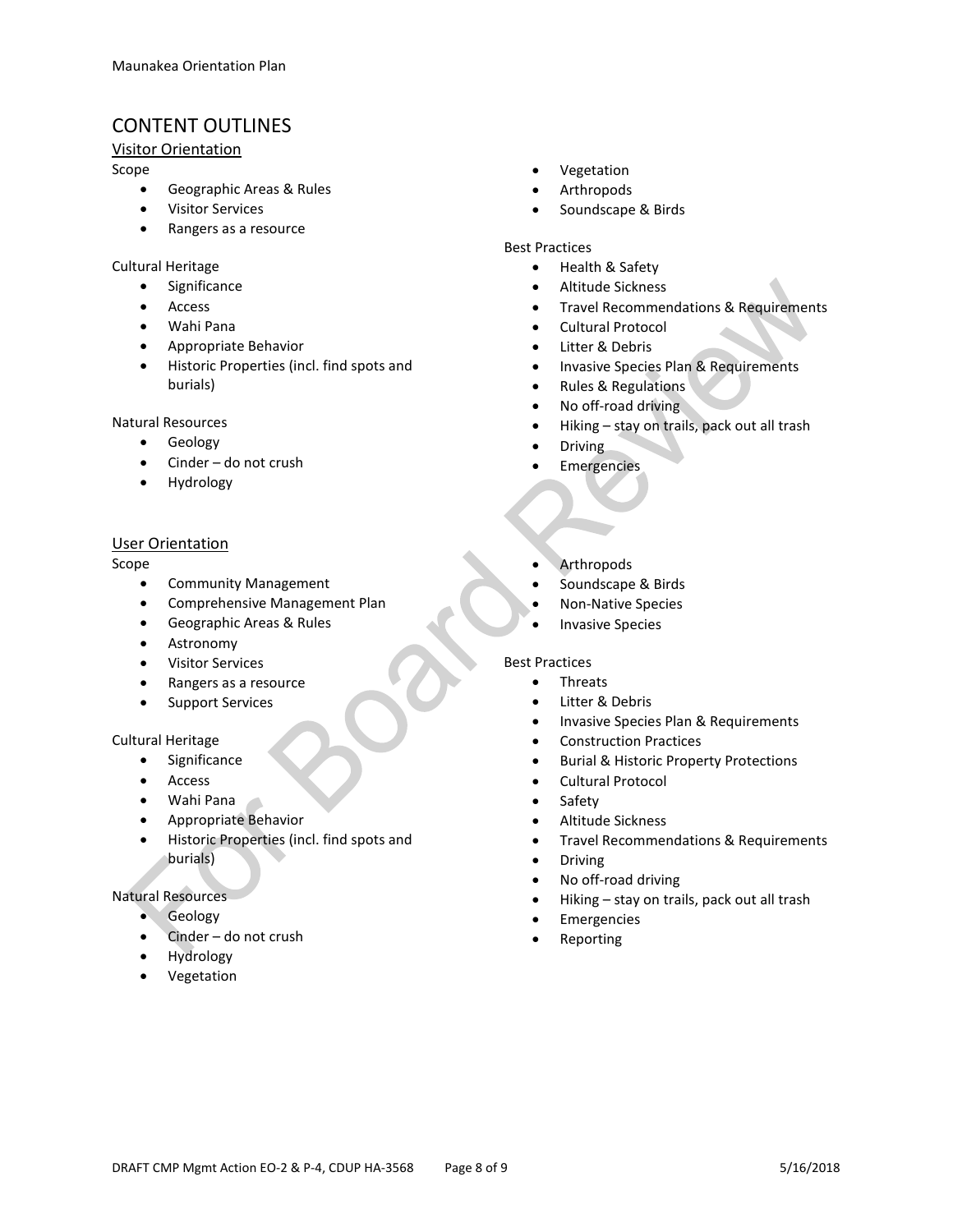# CONTENT OUTLINES

## Visitor Orientation

Scope

- Geographic Areas & Rules
- Visitor Services
- Rangers as a resource

Cultural Heritage

- Significance
- Access
- Wahi Pana
- Appropriate Behavior
- Historic Properties (incl. find spots and burials)

Natural Resources

- Geology
- Cinder – do not crush
- Hydrology
- Vegetation
- Arthropods
- Soundscape & Birds

Best Practices

- Health & Safety
- Altitude Sickness
- Travel Recommendations & Requirements
- Cultural Protocol
- Litter & Debris
- Invasive Species Plan & Requirements
- Rules & Regulations
- No off-road driving
- Hiking – stay on trails, pack out all trash
- Driving
- Emergencies

## User Orientation

Scope

- Community Management
- Comprehensive Management Plan
- Geographic Areas & Rules
- Astronomy
- Visitor Services
- Rangers as a resource
- Support Services

Cultural Heritage

- Significance
- Access
- Wahi Pana
- Appropriate Behavior
- Historic Properties (incl. find spots and burials)

Natural Resources

- Geology
- Cinder – do not crush
- Hydrology
- Vegetation
- Arthropods
- Soundscape & Birds
- Non-Native Species
- Invasive Species

Best Practices

- Threats
- Litter & Debris
- Invasive Species Plan & Requirements
- Construction Practices
- Burial & Historic Property Protections
- Cultural Protocol
- Safety
- Altitude Sickness
- Travel Recommendations & Requirements
- Driving
- No off-road driving
- Hiking – stay on trails, pack out all trash
- Emergencies
- Reporting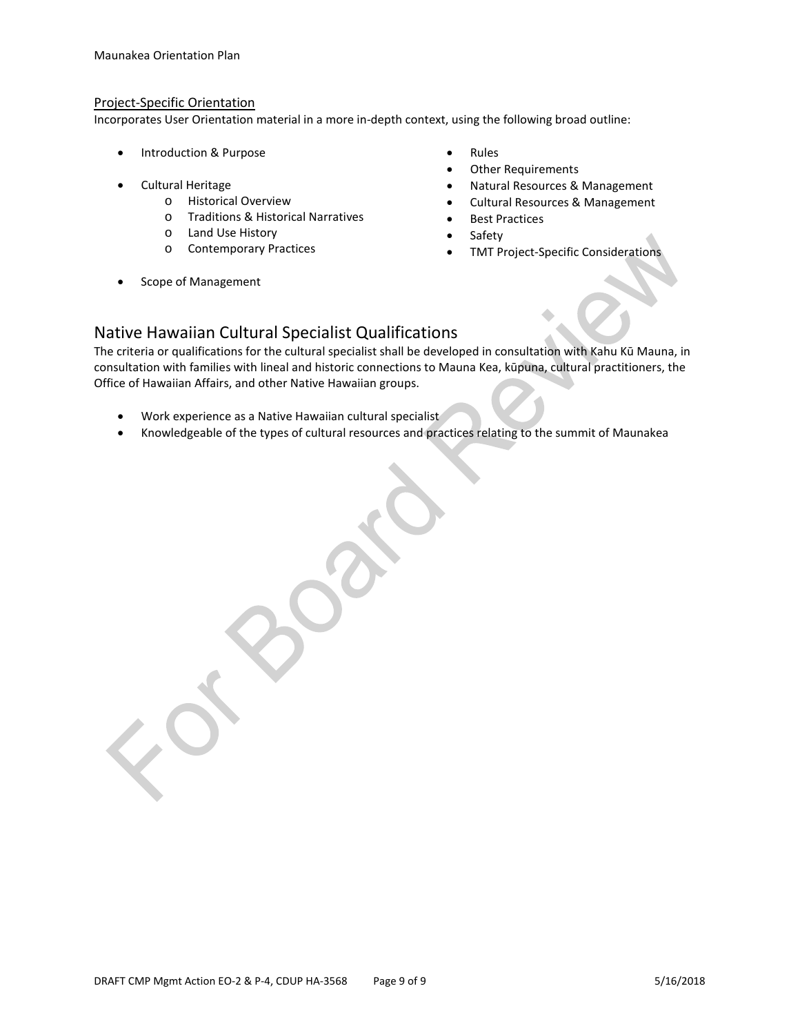Project-Specific Orientation

Incorporates User Orientation material in a more in-depth context, using the following broad outline:

- Introduction & Purpose
- Cultural Heritage
  - Historical Overview
  - Traditions & Historical Narratives
  - Land Use History
  - Contemporary Practices
- Scope of Management
- Rules
- Other Requirements
- Natural Resources & Management
- Cultural Resources & Management
- Best Practices
- Safety
- TMT Project-Specific Considerations

## Native Hawaiian Cultural Specialist Qualifications

The criteria or qualifications for the cultural specialist shall be developed in consultation with Kahu Kū Mauna, in consultation with families with lineal and historic connections to Mauna Kea, kūpuna, cultural practitioners, the Office of Hawaiian Affairs, and other Native Hawaiian groups.

- Work experience as a Native Hawaiian cultural specialist
- Knowledgeable of the types of cultural resources and practices relating to the summit of Maunakea